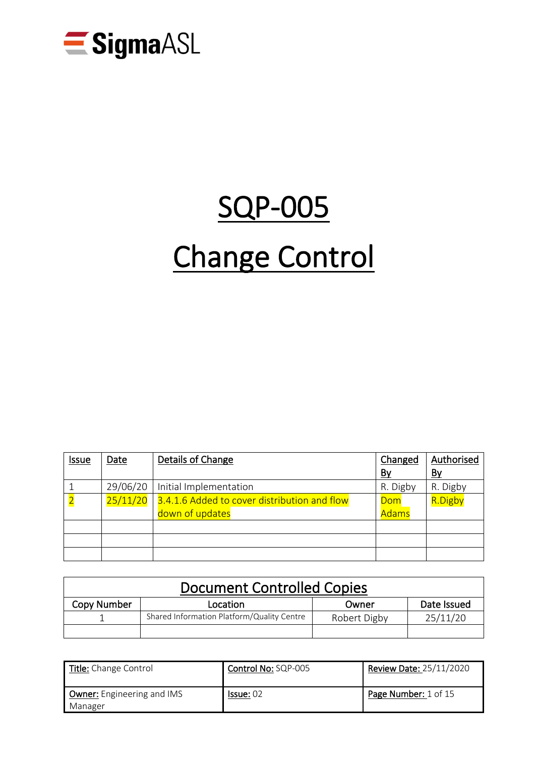SigmaASL

# SQP-005

# Change Control

| Issue | Date | Details of Change | Changed By | Authorised By |
|---|---|---|---|---|
| 1 | 29/06/20 | Initial Implementation | R. Digby | R. Digby |
| 2 | 25/11/20 | 3.4.1.6 Added to cover distribution and flow down of updates | Dom Adams | R.Digby |
| | | | | |
| | | | | |
| | | | | |

| Document Controlled Copies | | | |
|---|---|---|---|
| Copy Number | Location | Owner | Date Issued |
| 1 | Shared Information Platform/Quality Centre | Robert Digby | 25/11/20 |
| | | | |

| Title: Change Control | Control No: SQP-005 | Review Date: 25/11/2020 |
|---|---|---|
| Owner: Engineering and IMS Manager | Issue: 02 | Page Number: 1 of 15 |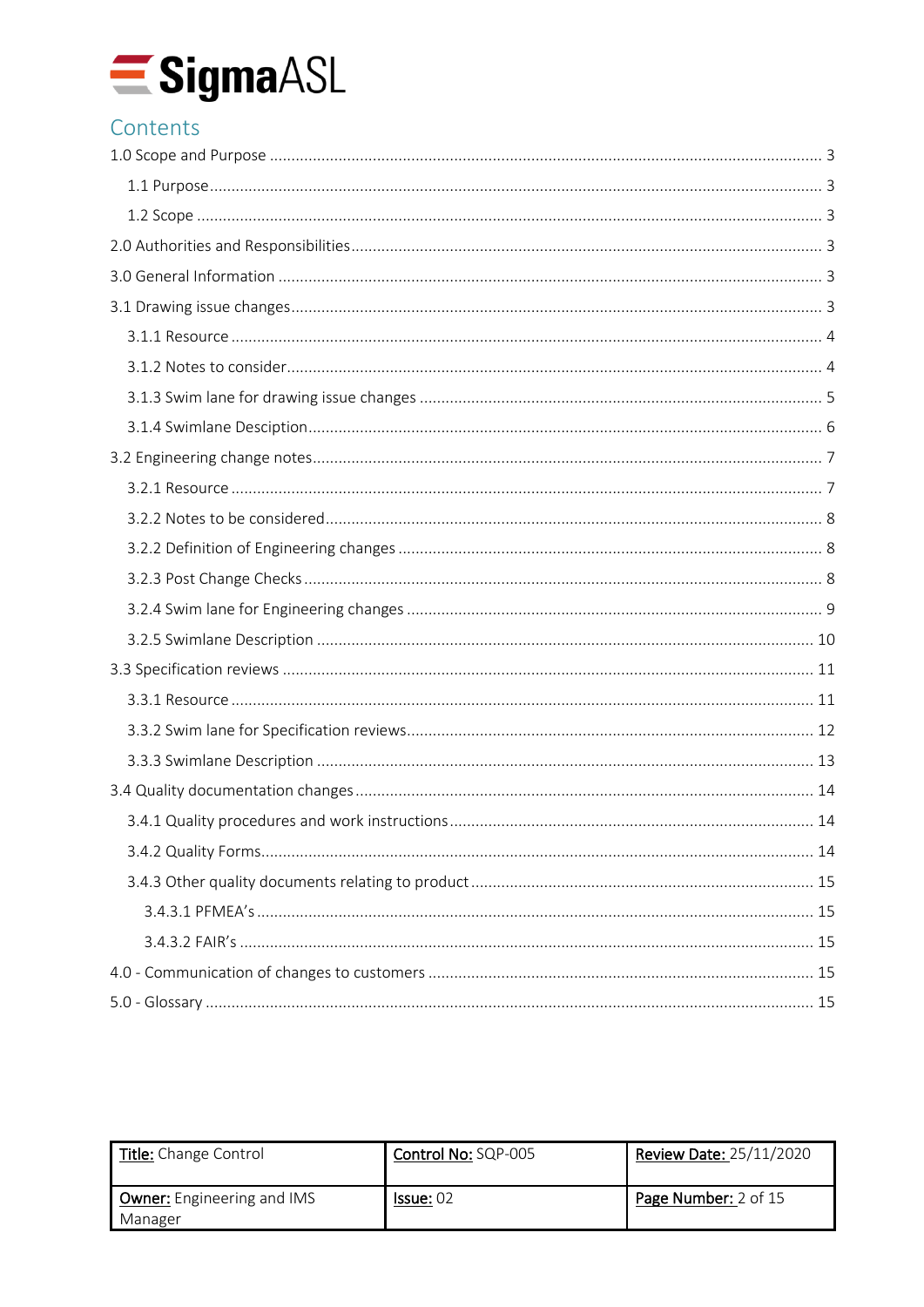# Contents

1.0 Scope and Purpose ... 3

- 1.1 Purpose ... 3
- 1.2 Scope ... 3

2.0 Authorities and Responsibilities ... 3

3.0 General Information ... 3

3.1 Drawing issue changes ... 3

- 3.1.1 Resource ... 4
- 3.1.2 Notes to consider ... 4
- 3.1.3 Swim lane for drawing issue changes ... 5
- 3.1.4 Swimlane Desciption ... 6

3.2 Engineering change notes ... 7

- 3.2.1 Resource ... 7
- 3.2.2 Notes to be considered ... 8
- 3.2.2 Definition of Engineering changes ... 8
- 3.2.3 Post Change Checks ... 8
- 3.2.4 Swim lane for Engineering changes ... 9
- 3.2.5 Swimlane Description ... 10

3.3 Specification reviews ... 11

- 3.3.1 Resource ... 11
- 3.3.2 Swim lane for Specification reviews ... 12
- 3.3.3 Swimlane Description ... 13

3.4 Quality documentation changes ... 14

- 3.4.1 Quality procedures and work instructions ... 14
- 3.4.2 Quality Forms ... 14
- 3.4.3 Other quality documents relating to product ... 15
  - 3.4.3.1 PFMEA's ... 15
  - 3.4.3.2 FAIR's ... 15

4.0 - Communication of changes to customers ... 15

5.0 - Glossary ... 15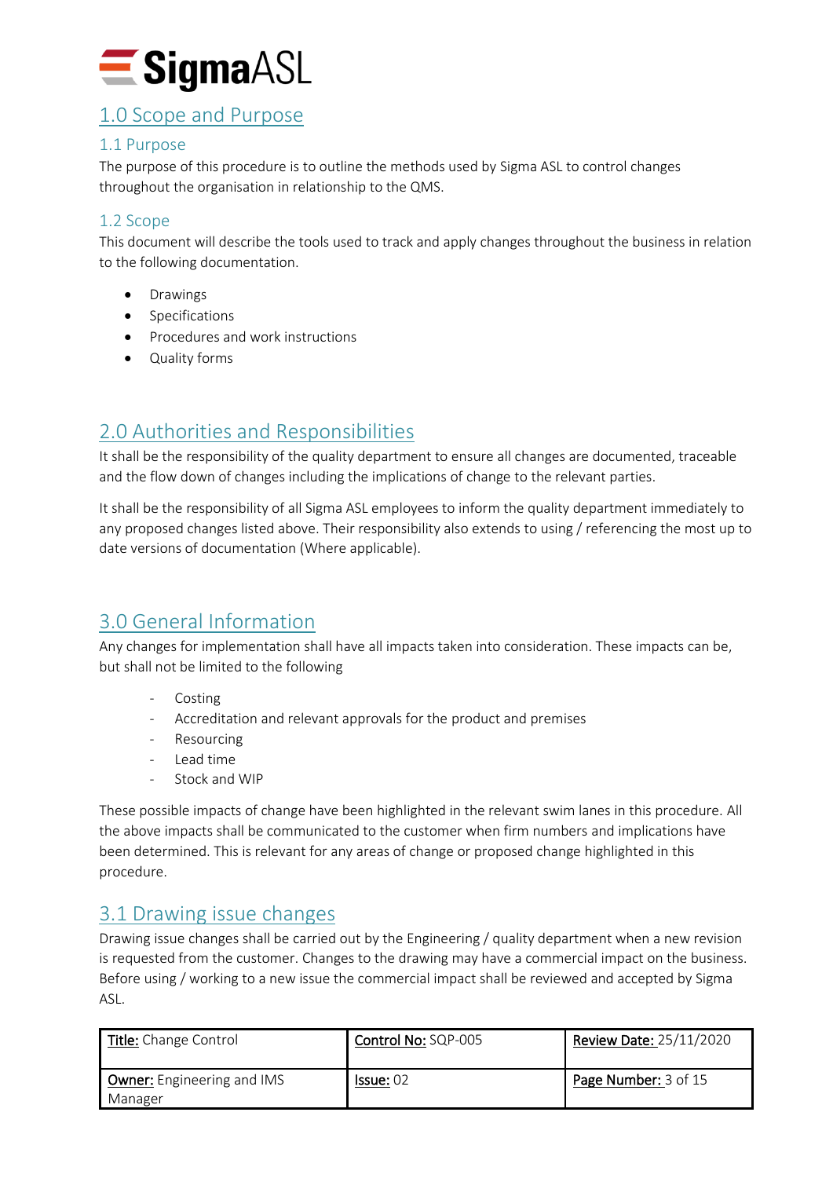# 1.0 Scope and Purpose

## 1.1 Purpose

The purpose of this procedure is to outline the methods used by Sigma ASL to control changes throughout the organisation in relationship to the QMS.

## 1.2 Scope

This document will describe the tools used to track and apply changes throughout the business in relation to the following documentation.

- Drawings
- Specifications
- Procedures and work instructions
- Quality forms

# 2.0 Authorities and Responsibilities

It shall be the responsibility of the quality department to ensure all changes are documented, traceable and the flow down of changes including the implications of change to the relevant parties.

It shall be the responsibility of all Sigma ASL employees to inform the quality department immediately to any proposed changes listed above. Their responsibility also extends to using / referencing the most up to date versions of documentation (Where applicable).

# 3.0 General Information

Any changes for implementation shall have all impacts taken into consideration. These impacts can be, but shall not be limited to the following

- Costing
- Accreditation and relevant approvals for the product and premises
- Resourcing
- Lead time
- Stock and WIP

These possible impacts of change have been highlighted in the relevant swim lanes in this procedure. All the above impacts shall be communicated to the customer when firm numbers and implications have been determined. This is relevant for any areas of change or proposed change highlighted in this procedure.

## 3.1 Drawing issue changes

Drawing issue changes shall be carried out by the Engineering / quality department when a new revision is requested from the customer. Changes to the drawing may have a commercial impact on the business. Before using / working to a new issue the commercial impact shall be reviewed and accepted by Sigma ASL.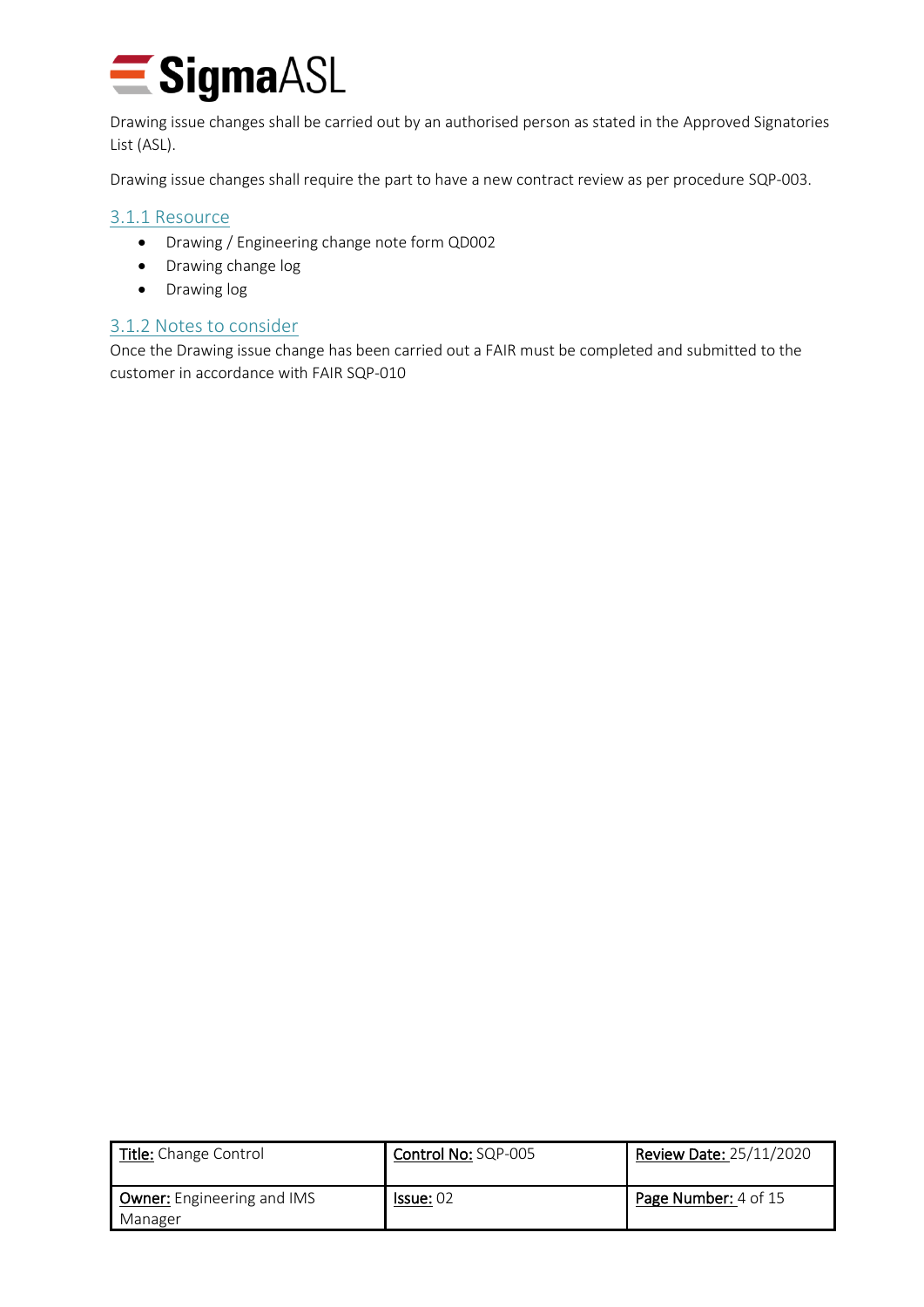Drawing issue changes shall be carried out by an authorised person as stated in the Approved Signatories List (ASL).

Drawing issue changes shall require the part to have a new contract review as per procedure SQP-003.

### 3.1.1 Resource

- Drawing / Engineering change note form QD002
- Drawing change log
- Drawing log

### 3.1.2 Notes to consider

Once the Drawing issue change has been carried out a FAIR must be completed and submitted to the customer in accordance with FAIR SQP-010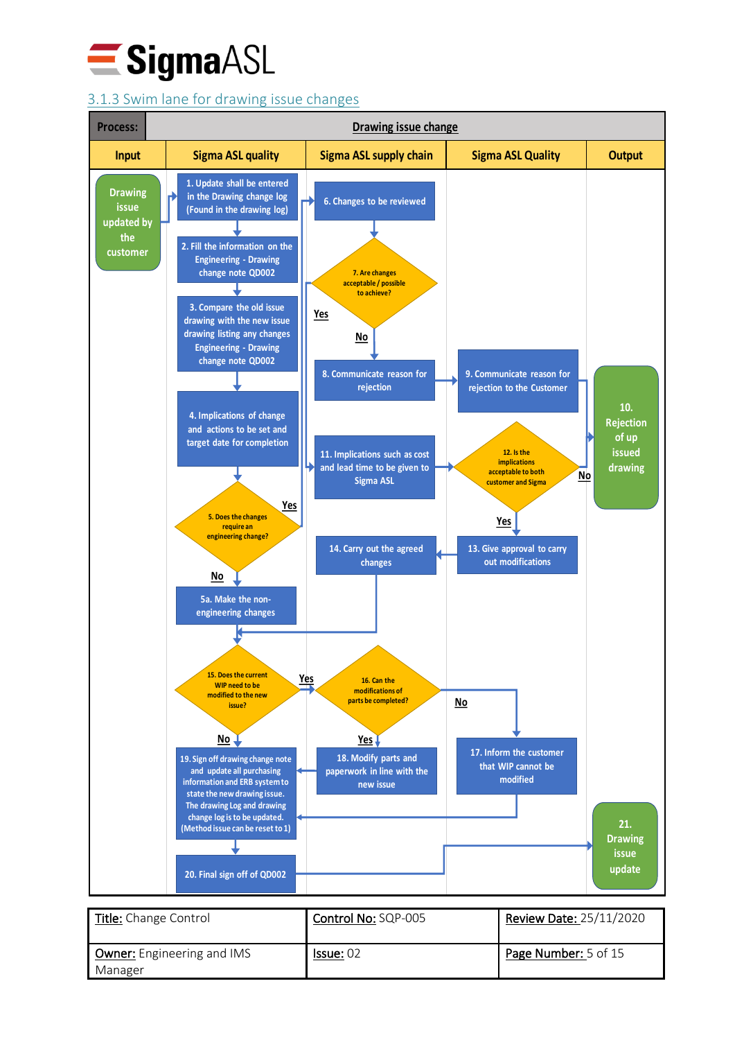### 3.1.3 Swim lane for drawing issue changes

**Process:** Drawing issue change

| Input | Sigma ASL quality | Sigma ASL supply chain | Sigma ASL Quality | Output |
|---|---|---|---|---|
| Drawing issue updated by the customer | 1. Update shall be entered in the Drawing change log (Found in the drawing log) | 6. Changes to be reviewed | | |
| | 2. Fill the information on the Engineering - Drawing change note QD002 | 7. Are changes acceptable / possible to achieve? (Yes → 11; No → 8) | | |
| | 3. Compare the old issue drawing with the new issue drawing listing any changes Engineering - Drawing change note QD002 | 8. Communicate reason for rejection | 9. Communicate reason for rejection to the Customer | 10. Rejection of up issued drawing |
| | 4. Implications of change and actions to be set and target date for completion | 11. Implications such as cost and lead time to be given to Sigma ASL | 12. Is the implications acceptable to both customer and Sigma (No → 10; Yes → 13) | |
| | 5. Does the changes require an engineering change? (Yes → 6; No → 5a) | 14. Carry out the agreed changes | 13. Give approval to carry out modifications | |
| | 5a. Make the non-engineering changes | | | |
| | 15. Does the current WIP need to be modified to the new issue? (Yes → 16; No → 19) | 16. Can the modifications of parts be completed? (Yes → 18; No → 17) | | |
| | 19. Sign off drawing change note and update all purchasing information and ERB system to state the new drawing issue. The drawing Log and drawing change log is to be updated. (Method issue can be reset to 1) | 18. Modify parts and paperwork in line with the new issue | 17. Inform the customer that WIP cannot be modified | |
| | 20. Final sign off of QD002 | | | 21. Drawing issue update |

| Title: Change Control | Control No: SQP-005 | Review Date: 25/11/2020 |
|---|---|---|
| Owner: Engineering and IMS Manager | Issue: 02 | Page Number: 5 of 15 |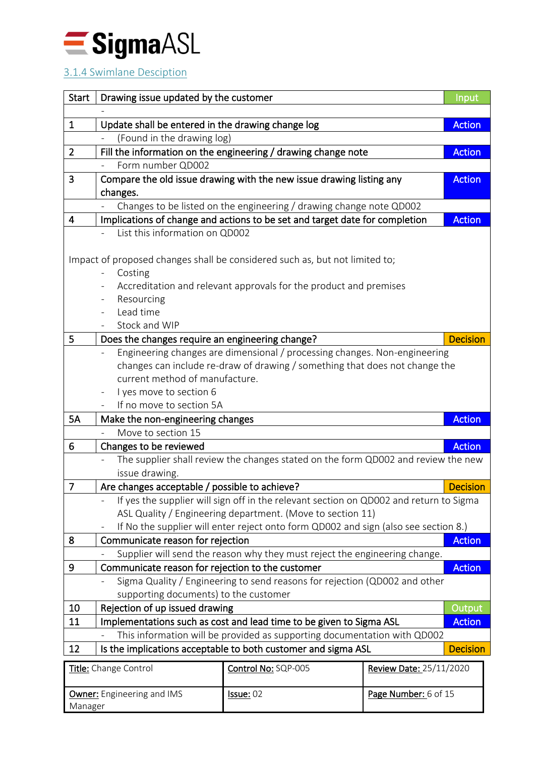### 3.1.4 Swimlane Desciption

| Start | Drawing issue updated by the customer | Input |
|---|---|---|
| | - | |
| 1 | Update shall be entered in the drawing change log | Action |
| | - (Found in the drawing log) | |
| 2 | Fill the information on the engineering / drawing change note | Action |
| | - Form number QD002 | |
| 3 | Compare the old issue drawing with the new issue drawing listing any changes. | Action |
| | - Changes to be listed on the engineering / drawing change note QD002 | |
| 4 | Implications of change and actions to be set and target date for completion | Action |
| | - List this information on QD002<br><br>Impact of proposed changes shall be considered such as, but not limited to;<br>- Costing<br>- Accreditation and relevant approvals for the product and premises<br>- Resourcing<br>- Lead time<br>- Stock and WIP | |
| 5 | Does the changes require an engineering change? | Decision |
| | - Engineering changes are dimensional / processing changes. Non-engineering changes can include re-draw of drawing / something that does not change the current method of manufacture.<br>- I yes move to section 6<br>- If no move to section 5A | |
| 5A | Make the non-engineering changes | Action |
| | - Move to section 15 | |
| 6 | Changes to be reviewed | Action |
| | - The supplier shall review the changes stated on the form QD002 and review the new issue drawing. | |
| 7 | Are changes acceptable / possible to achieve? | Decision |
| | - If yes the supplier will sign off in the relevant section on QD002 and return to Sigma ASL Quality / Engineering department. (Move to section 11)<br>- If No the supplier will enter reject onto form QD002 and sign (also see section 8.) | |
| 8 | Communicate reason for rejection | Action |
| | - Supplier will send the reason why they must reject the engineering change. | |
| 9 | Communicate reason for rejection to the customer | Action |
| | - Sigma Quality / Engineering to send reasons for rejection (QD002 and other supporting documents) to the customer | |
| 10 | Rejection of up issued drawing | Output |
| 11 | Implementations such as cost and lead time to be given to Sigma ASL | Action |
| | - This information will be provided as supporting documentation with QD002 | |
| 12 | Is the implications acceptable to both customer and sigma ASL | Decision |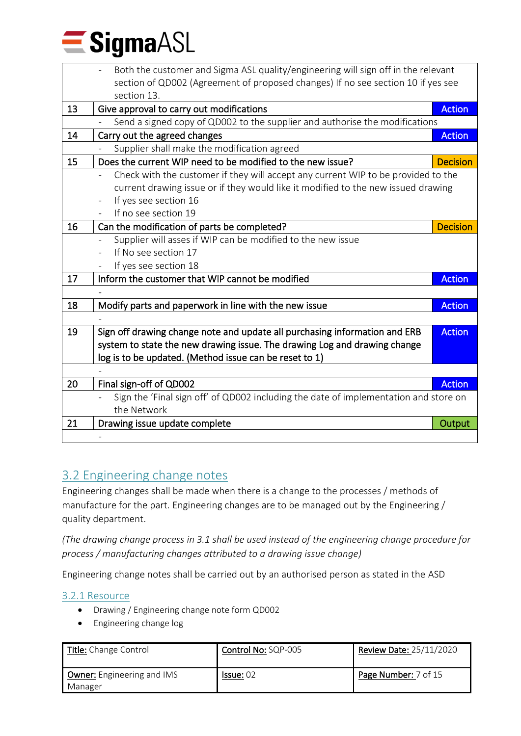| | | |
|---|---|---|
| | - Both the customer and Sigma ASL quality/engineering will sign off in the relevant section of QD002 (Agreement of proposed changes) If no see section 10 if yes see section 13. | |
| 13 | Give approval to carry out modifications | Action |
| | - Send a signed copy of QD002 to the supplier and authorise the modifications | |
| 14 | Carry out the agreed changes | Action |
| | - Supplier shall make the modification agreed | |
| 15 | Does the current WIP need to be modified to the new issue? | Decision |
| | - Check with the customer if they will accept any current WIP to be provided to the current drawing issue or if they would like it modified to the new issued drawing<br>- If yes see section 16<br>- If no see section 19 | |
| 16 | Can the modification of parts be completed? | Decision |
| | - Supplier will asses if WIP can be modified to the new issue<br>- If No see section 17<br>- If yes see section 18 | |
| 17 | Inform the customer that WIP cannot be modified | Action |
| | - | |
| 18 | Modify parts and paperwork in line with the new issue | Action |
| | - | |
| 19 | Sign off drawing change note and update all purchasing information and ERB system to state the new drawing issue. The drawing Log and drawing change log is to be updated. (Method issue can be reset to 1) | Action |
| | - | |
| 20 | Final sign-off of QD002 | Action |
| | - Sign the 'Final sign off' of QD002 including the date of implementation and store on the Network | |
| 21 | Drawing issue update complete | Output |
| | - | |

## 3.2 Engineering change notes

Engineering changes shall be made when there is a change to the processes / methods of manufacture for the part. Engineering changes are to be managed out by the Engineering / quality department.

*(The drawing change process in 3.1 shall be used instead of the engineering change procedure for process / manufacturing changes attributed to a drawing issue change)*

Engineering change notes shall be carried out by an authorised person as stated in the ASD

### 3.2.1 Resource

- Drawing / Engineering change note form QD002
- Engineering change log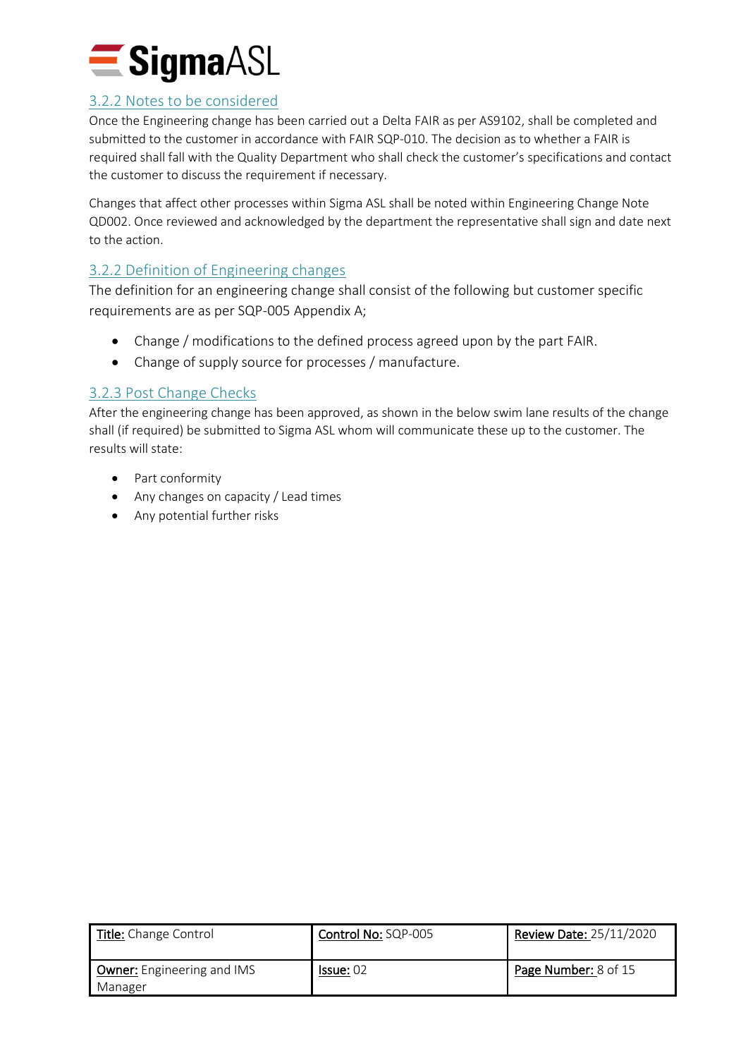### 3.2.2 Notes to be considered

Once the Engineering change has been carried out a Delta FAIR as per AS9102, shall be completed and submitted to the customer in accordance with FAIR SQP-010. The decision as to whether a FAIR is required shall fall with the Quality Department who shall check the customer's specifications and contact the customer to discuss the requirement if necessary.

Changes that affect other processes within Sigma ASL shall be noted within Engineering Change Note QD002. Once reviewed and acknowledged by the department the representative shall sign and date next to the action.

### 3.2.2 Definition of Engineering changes

The definition for an engineering change shall consist of the following but customer specific requirements are as per SQP-005 Appendix A;

- Change / modifications to the defined process agreed upon by the part FAIR.
- Change of supply source for processes / manufacture.

### 3.2.3 Post Change Checks

After the engineering change has been approved, as shown in the below swim lane results of the change shall (if required) be submitted to Sigma ASL whom will communicate these up to the customer. The results will state:

- Part conformity
- Any changes on capacity / Lead times
- Any potential further risks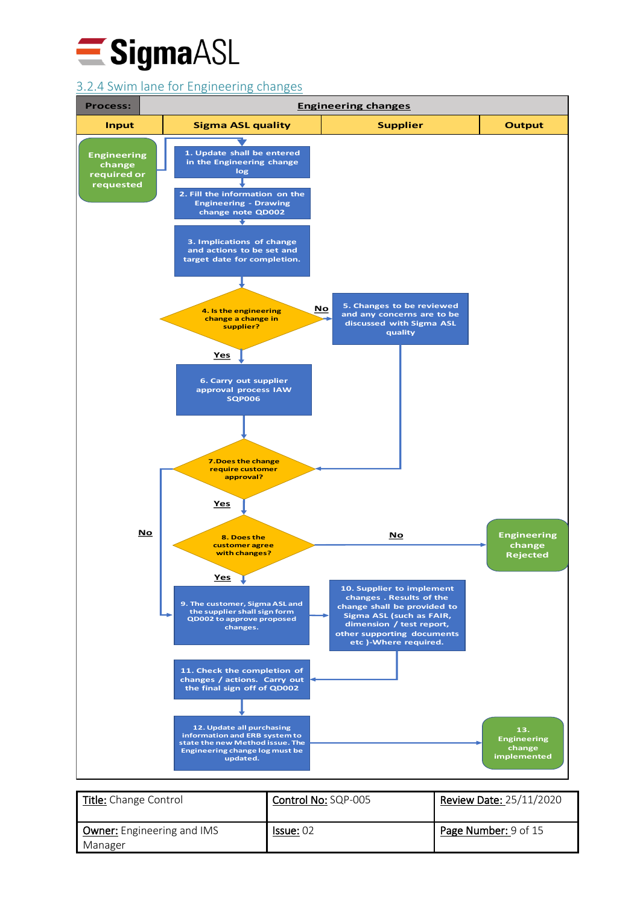### 3.2.4 Swim lane for Engineering changes

| Process: | Engineering changes | | |
|---|---|---|---|
| **Input** | **Sigma ASL quality** | **Supplier** | **Output** |

- **Input:** Engineering change required or requested
- 1. Update shall be entered in the Engineering change log
- 2. Fill the information on the Engineering - Drawing change note QD002
- 3. Implications of change and actions to be set and target date for completion.
- 4. Is the engineering change a change in supplier?
  - **No** → 5. Changes to be reviewed and any concerns are to be discussed with Sigma ASL quality → 7
  - **Yes** → 6. Carry out supplier approval process IAW SQP006 → 7
- 7. Does the change require customer approval?
  - **No** → 9
  - **Yes** → 8
- 8. Does the customer agree with changes?
  - **No** → Engineering change Rejected
  - **Yes** → 9
- 9. The customer, Sigma ASL and the supplier shall sign form QD002 to approve proposed changes.
- 10. Supplier to implement changes . Results of the change shall be provided to Sigma ASL (such as FAIR, dimension / test report, other supporting documents etc )-Where required.
- 11. Check the completion of changes / actions. Carry out the final sign off of QD002
- 12. Update all purchasing information and ERB system to state the new Method issue. The Engineering change log must be updated.
- 13. Engineering change implemented

| **Title:** Change Control | **Control No:** SQP-005 | **Review Date:** 25/11/2020 |
|---|---|---|
| **Owner:** Engineering and IMS Manager | **Issue:** 02 | **Page Number:** 9 of 15 |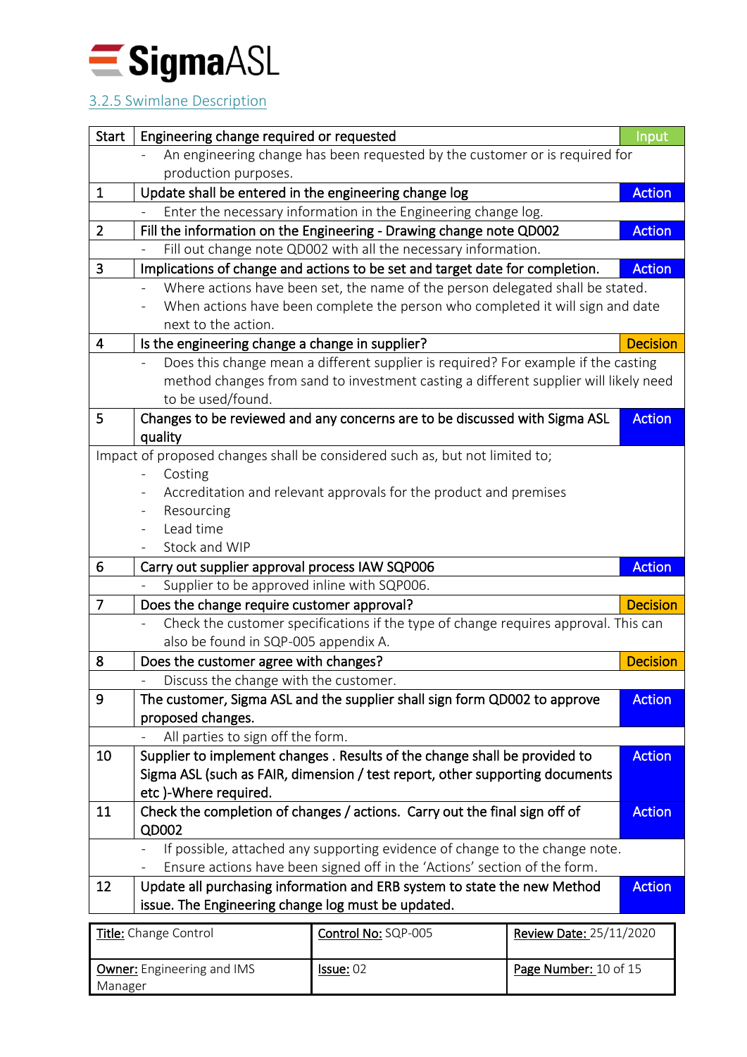SigmaASL

### 3.2.5 Swimlane Description

| Step | Description | Type |
|---|---|---|
| Start | **Engineering change required or requested** | Input |
| | - An engineering change has been requested by the customer or is required for production purposes. | |
| 1 | **Update shall be entered in the engineering change log** | Action |
| | - Enter the necessary information in the Engineering change log. | |
| 2 | **Fill the information on the Engineering - Drawing change note QD002** | Action |
| | - Fill out change note QD002 with all the necessary information. | |
| 3 | **Implications of change and actions to be set and target date for completion.** | Action |
| | - Where actions have been set, the name of the person delegated shall be stated.<br>- When actions have been complete the person who completed it will sign and date next to the action. | |
| 4 | **Is the engineering change a change in supplier?** | Decision |
| | - Does this change mean a different supplier is required? For example if the casting method changes from sand to investment casting a different supplier will likely need to be used/found. | |
| 5 | **Changes to be reviewed and any concerns are to be discussed with Sigma ASL quality** | Action |
| Impact of proposed changes shall be considered such as, but not limited to;<br>- Costing<br>- Accreditation and relevant approvals for the product and premises<br>- Resourcing<br>- Lead time<br>- Stock and WIP | | |
| 6 | **Carry out supplier approval process IAW SQP006** | Action |
| | - Supplier to be approved inline with SQP006. | |
| 7 | **Does the change require customer approval?** | Decision |
| | - Check the customer specifications if the type of change requires approval. This can also be found in SQP-005 appendix A. | |
| 8 | **Does the customer agree with changes?** | Decision |
| | - Discuss the change with the customer. | |
| 9 | **The customer, Sigma ASL and the supplier shall sign form QD002 to approve proposed changes.** | Action |
| | - All parties to sign off the form. | |
| 10 | **Supplier to implement changes . Results of the change shall be provided to Sigma ASL (such as FAIR, dimension / test report, other supporting documents etc )-Where required.** | Action |
| 11 | **Check the completion of changes / actions. Carry out the final sign off of QD002** | Action |
| | - If possible, attached any supporting evidence of change to the change note.<br>- Ensure actions have been signed off in the 'Actions' section of the form. | |
| 12 | **Update all purchasing information and ERB system to state the new Method issue. The Engineering change log must be updated.** | Action |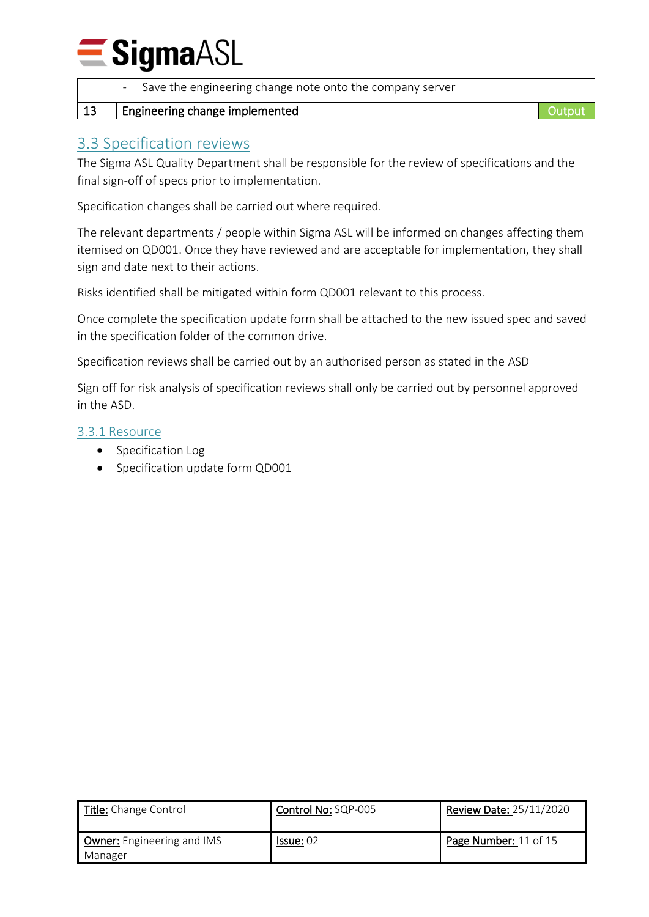|  |  |  |
|---|---|---|
|  | - Save the engineering change note onto the company server |  |
| 13 | Engineering change implemented | Output |

## 3.3 Specification reviews

The Sigma ASL Quality Department shall be responsible for the review of specifications and the final sign-off of specs prior to implementation.

Specification changes shall be carried out where required.

The relevant departments / people within Sigma ASL will be informed on changes affecting them itemised on QD001. Once they have reviewed and are acceptable for implementation, they shall sign and date next to their actions.

Risks identified shall be mitigated within form QD001 relevant to this process.

Once complete the specification update form shall be attached to the new issued spec and saved in the specification folder of the common drive.

Specification reviews shall be carried out by an authorised person as stated in the ASD

Sign off for risk analysis of specification reviews shall only be carried out by personnel approved in the ASD.

### 3.3.1 Resource

- Specification Log
- Specification update form QD001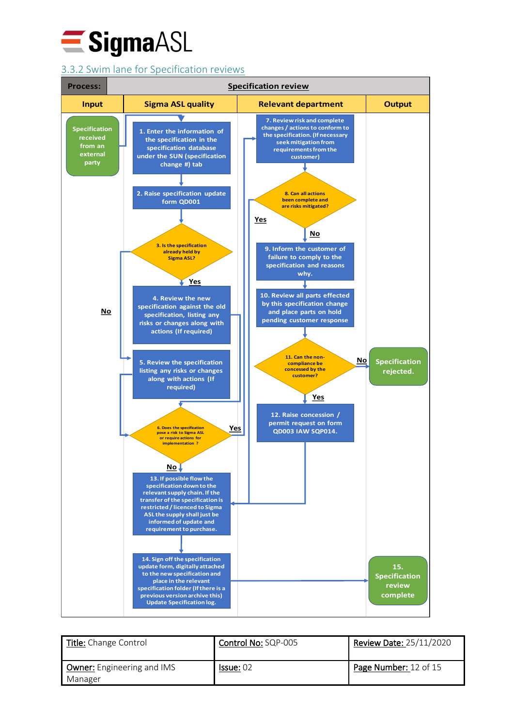### 3.3.2 Swim lane for Specification reviews

**Process: Specification review**

| Input | Sigma ASL quality | Relevant department | Output |
|---|---|---|---|
| Specification received from an external party | 1. Enter the information of the specification in the specification database under the SUN (specification change #) tab | 7. Review risk and complete changes / actions to conform to the specification. (If necessary seek mitigation from requirements from the customer) | |
| | 2. Raise specification update form QD001 | 8. Can all actions been complete and are risks mitigated? (Yes → 13; No → 9) | |
| | 3. Is the specification already held by Sigma ASL? (Yes → 4; No → 5) | 9. Inform the customer of failure to comply to the specification and reasons why. | |
| | 4. Review the new specification against the old specification, listing any risks or changes along with actions (If required) | 10. Review all parts effected by this specification change and place parts on hold pending customer response | |
| | 5. Review the specification listing any risks or changes along with actions (If required) | 11. Can the non-compliance be concessed by the customer? (Yes → 12; No → Specification rejected.) | Specification rejected. |
| | 6. Does the specification pose a risk to Sigma ASL or require actions for implementation ? (Yes → 7; No → 13) | 12. Raise concession / permit request on form QD003 IAW SQP014. | |
| | 13. If possible flow the specification down to the relevant supply chain. If the transfer of the specification is restricted / licenced to Sigma ASL the supply shall just be informed of update and requirement to purchase. | | |
| | 14. Sign off the specification update form, digitally attached to the new specification and place in the relevant specification folder (If there is a previous version archive this) Update Specification log. | | 15. Specification review complete |

| Title: Change Control | Control No: SQP-005 | Review Date: 25/11/2020 |
|---|---|---|
| Owner: Engineering and IMS Manager | Issue: 02 | Page Number: 12 of 15 |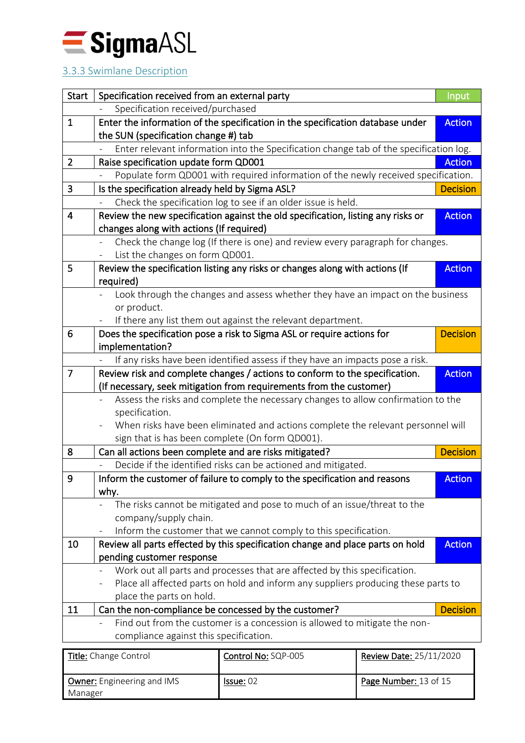### 3.3.3 Swimlane Description

| Start | Specification received from an external party | Input |
|---|---|---|
| | - Specification received/purchased | |
| 1 | Enter the information of the specification in the specification database under the SUN (specification change #) tab | Action |
| | - Enter relevant information into the Specification change tab of the specification log. | |
| 2 | Raise specification update form QD001 | Action |
| | - Populate form QD001 with required information of the newly received specification. | |
| 3 | Is the specification already held by Sigma ASL? | Decision |
| | - Check the specification log to see if an older issue is held. | |
| 4 | Review the new specification against the old specification, listing any risks or changes along with actions (If required) | Action |
| | - Check the change log (If there is one) and review every paragraph for changes.<br>- List the changes on form QD001. | |
| 5 | Review the specification listing any risks or changes along with actions (If required) | Action |
| | - Look through the changes and assess whether they have an impact on the business or product.<br>- If there any list them out against the relevant department. | |
| 6 | Does the specification pose a risk to Sigma ASL or require actions for implementation? | Decision |
| | - If any risks have been identified assess if they have an impacts pose a risk. | |
| 7 | Review risk and complete changes / actions to conform to the specification. (If necessary, seek mitigation from requirements from the customer) | Action |
| | - Assess the risks and complete the necessary changes to allow confirmation to the specification.<br>- When risks have been eliminated and actions complete the relevant personnel will sign that is has been complete (On form QD001). | |
| 8 | Can all actions been complete and are risks mitigated? | Decision |
| | - Decide if the identified risks can be actioned and mitigated. | |
| 9 | Inform the customer of failure to comply to the specification and reasons why. | Action |
| | - The risks cannot be mitigated and pose to much of an issue/threat to the company/supply chain.<br>- Inform the customer that we cannot comply to this specification. | |
| 10 | Review all parts effected by this specification change and place parts on hold pending customer response | Action |
| | - Work out all parts and processes that are affected by this specification.<br>- Place all affected parts on hold and inform any suppliers producing these parts to place the parts on hold. | |
| 11 | Can the non-compliance be concessed by the customer? | Decision |
| | - Find out from the customer is a concession is allowed to mitigate the non-compliance against this specification. | |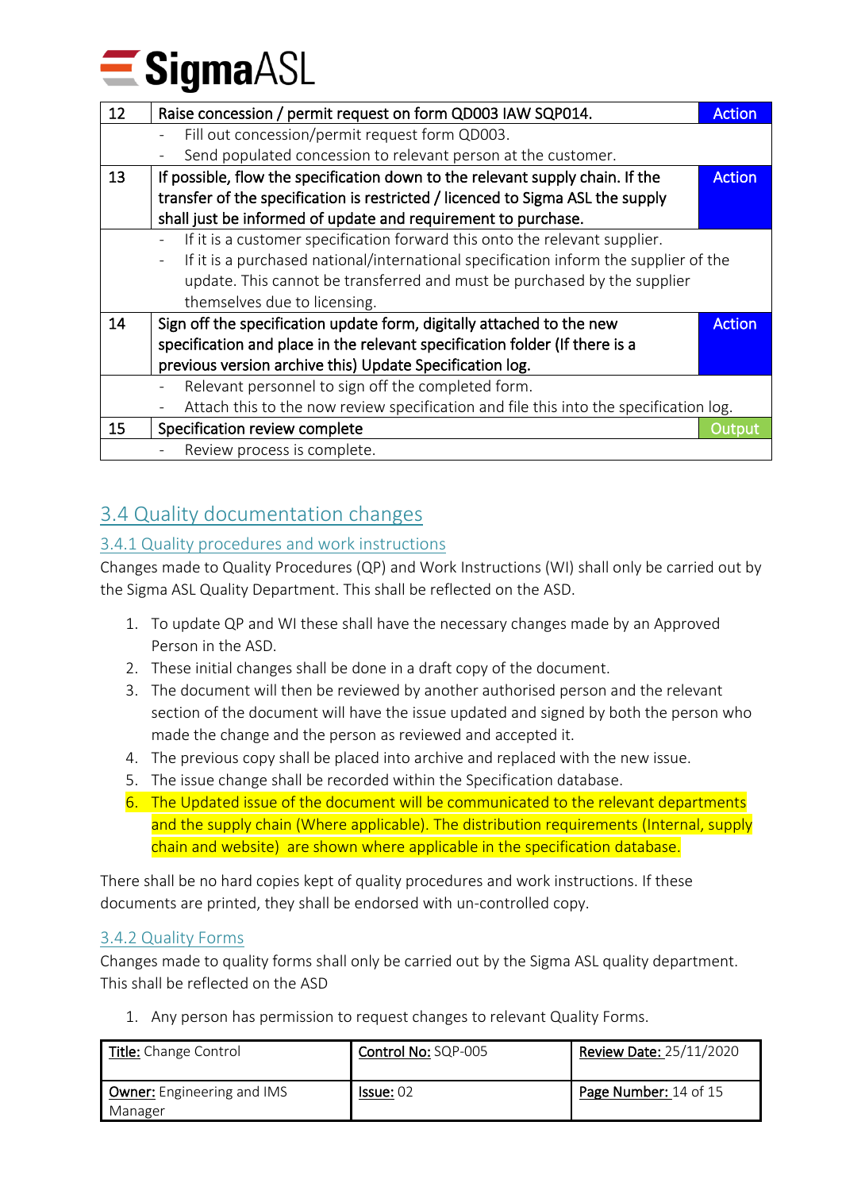| 12 | Raise concession / permit request on form QD003 IAW SQP014. | Action |
|---|---|---|
| | - Fill out concession/permit request form QD003.<br>- Send populated concession to relevant person at the customer. | |
| 13 | If possible, flow the specification down to the relevant supply chain. If the transfer of the specification is restricted / licenced to Sigma ASL the supply shall just be informed of update and requirement to purchase. | Action |
| | - If it is a customer specification forward this onto the relevant supplier.<br>- If it is a purchased national/international specification inform the supplier of the update. This cannot be transferred and must be purchased by the supplier themselves due to licensing. | |
| 14 | Sign off the specification update form, digitally attached to the new specification and place in the relevant specification folder (If there is a previous version archive this) Update Specification log. | Action |
| | - Relevant personnel to sign off the completed form.<br>- Attach this to the now review specification and file this into the specification log. | |
| 15 | Specification review complete | Output |
| | - Review process is complete. | |

## 3.4 Quality documentation changes

### 3.4.1 Quality procedures and work instructions

Changes made to Quality Procedures (QP) and Work Instructions (WI) shall only be carried out by the Sigma ASL Quality Department. This shall be reflected on the ASD.

1. To update QP and WI these shall have the necessary changes made by an Approved Person in the ASD.
2. These initial changes shall be done in a draft copy of the document.
3. The document will then be reviewed by another authorised person and the relevant section of the document will have the issue updated and signed by both the person who made the change and the person as reviewed and accepted it.
4. The previous copy shall be placed into archive and replaced with the new issue.
5. The issue change shall be recorded within the Specification database.
6. The Updated issue of the document will be communicated to the relevant departments and the supply chain (Where applicable). The distribution requirements (Internal, supply chain and website) are shown where applicable in the specification database.

There shall be no hard copies kept of quality procedures and work instructions. If these documents are printed, they shall be endorsed with un-controlled copy.

### 3.4.2 Quality Forms

Changes made to quality forms shall only be carried out by the Sigma ASL quality department. This shall be reflected on the ASD

1. Any person has permission to request changes to relevant Quality Forms.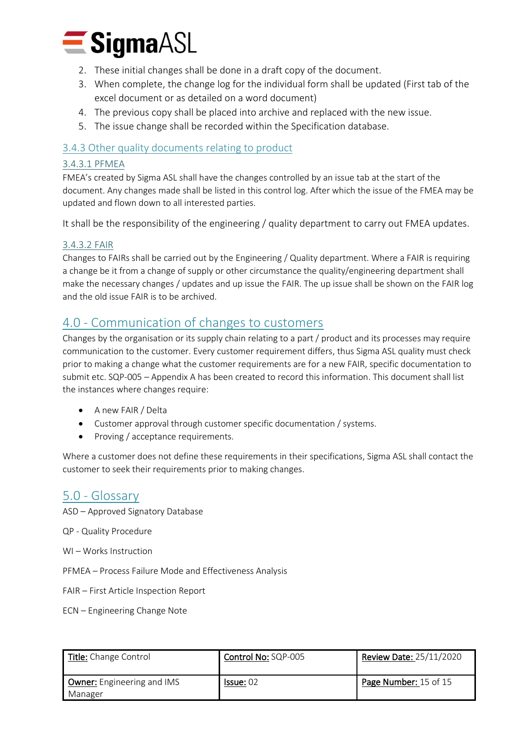2. These initial changes shall be done in a draft copy of the document.
3. When complete, the change log for the individual form shall be updated (First tab of the excel document or as detailed on a word document)
4. The previous copy shall be placed into archive and replaced with the new issue.
5. The issue change shall be recorded within the Specification database.

### 3.4.3 Other quality documents relating to product

#### 3.4.3.1 PFMEA

FMEA's created by Sigma ASL shall have the changes controlled by an issue tab at the start of the document. Any changes made shall be listed in this control log. After which the issue of the FMEA may be updated and flown down to all interested parties.

It shall be the responsibility of the engineering / quality department to carry out FMEA updates.

#### 3.4.3.2 FAIR

Changes to FAIRs shall be carried out by the Engineering / Quality department. Where a FAIR is requiring a change be it from a change of supply or other circumstance the quality/engineering department shall make the necessary changes / updates and up issue the FAIR. The up issue shall be shown on the FAIR log and the old issue FAIR is to be archived.

## 4.0 - Communication of changes to customers

Changes by the organisation or its supply chain relating to a part / product and its processes may require communication to the customer. Every customer requirement differs, thus Sigma ASL quality must check prior to making a change what the customer requirements are for a new FAIR, specific documentation to submit etc. SQP-005 – Appendix A has been created to record this information. This document shall list the instances where changes require:

- A new FAIR / Delta
- Customer approval through customer specific documentation / systems.
- Proving / acceptance requirements.

Where a customer does not define these requirements in their specifications, Sigma ASL shall contact the customer to seek their requirements prior to making changes.

## 5.0 - Glossary

ASD – Approved Signatory Database

QP - Quality Procedure

WI – Works Instruction

PFMEA – Process Failure Mode and Effectiveness Analysis

FAIR – First Article Inspection Report

ECN – Engineering Change Note